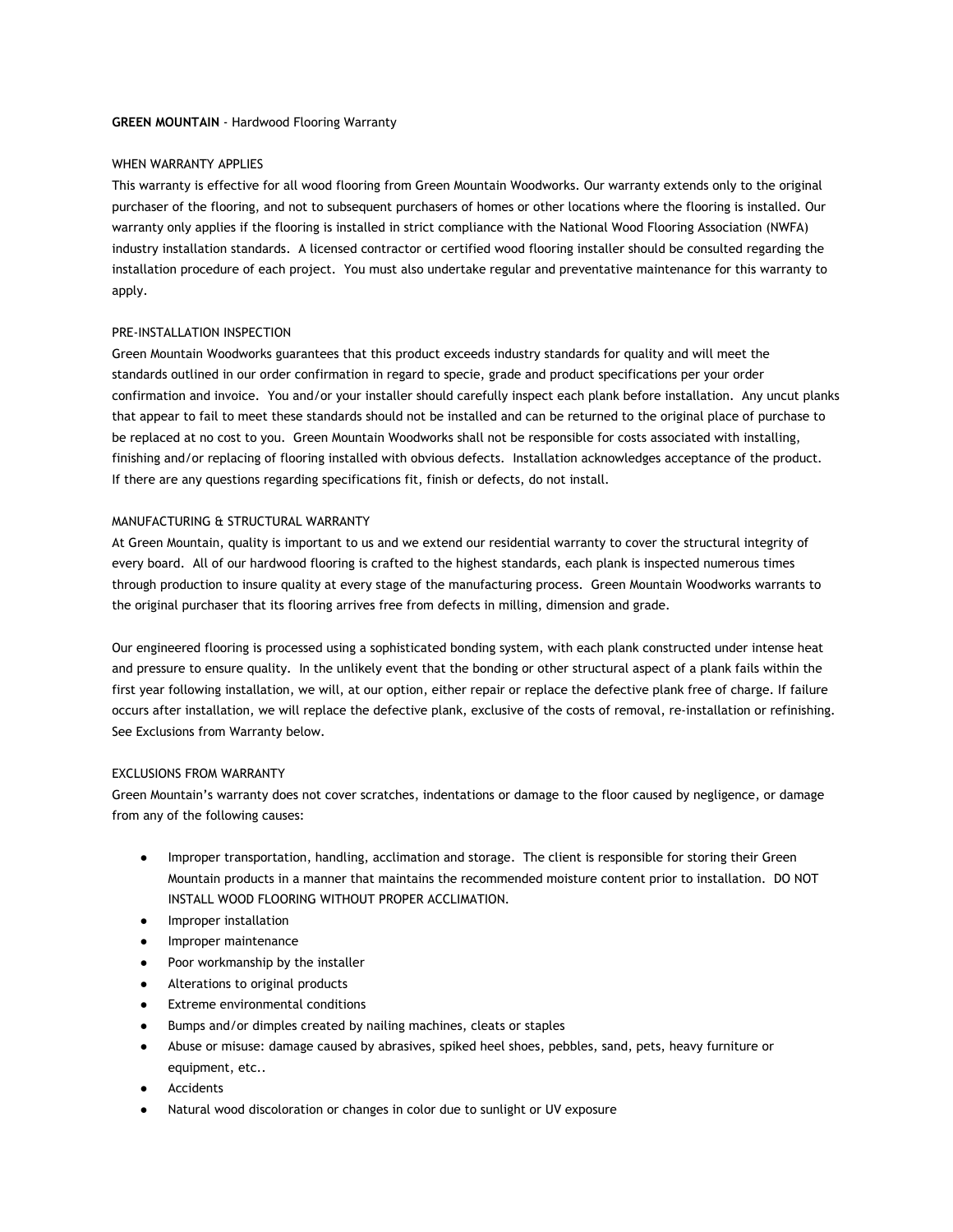**GREEN MOUNTAIN** - Hardwood Flooring Warranty

WHEN WARRANTY APPLIES

This warranty is effective for all wood flooring from Green Mountain Woodworks. Our warranty extends only to the original purchaser of the flooring, and not to subsequent purchasers of homes or other locations where the flooring is installed. Our warranty only applies if the flooring is installed in strict compliance with the National Wood Flooring Association (NWFA) industry installation standards. A licensed contractor or certified wood flooring installer should be consulted regarding the installation procedure of each project. You must also undertake regular and preventative maintenance for this warranty to apply.

PRE-INSTALLATION INSPECTION

Green Mountain Woodworks guarantees that this product exceeds industry standards for quality and will meet the standards outlined in our order confirmation in regard to specie, grade and product specifications per your order confirmation and invoice. You and/or your installer should carefully inspect each plank before installation. Any uncut planks that appear to fail to meet these standards should not be installed and can be returned to the original place of purchase to be replaced at no cost to you. Green Mountain Woodworks shall not be responsible for costs associated with installing, finishing and/or replacing of flooring installed with obvious defects. Installation acknowledges acceptance of the product. If there are any questions regarding specifications fit, finish or defects, do not install.

MANUFACTURING & STRUCTURAL WARRANTY

At Green Mountain, quality is important to us and we extend our residential warranty to cover the structural integrity of every board. All of our hardwood flooring is crafted to the highest standards, each plank is inspected numerous times through production to insure quality at every stage of the manufacturing process. Green Mountain Woodworks warrants to the original purchaser that its flooring arrives free from defects in milling, dimension and grade.

Our engineered flooring is processed using a sophisticated bonding system, with each plank constructed under intense heat and pressure to ensure quality. In the unlikely event that the bonding or other structural aspect of a plank fails within the first year following installation, we will, at our option, either repair or replace the defective plank free of charge. If failure occurs after installation, we will replace the defective plank, exclusive of the costs of removal, re-installation or refinishing. See Exclusions from Warranty below.

EXCLUSIONS FROM WARRANTY

Green Mountain's warranty does not cover scratches, indentations or damage to the floor caused by negligence, or damage from any of the following causes:

- Improper transportation, handling, acclimation and storage. The client is responsible for storing their Green Mountain products in a manner that maintains the recommended moisture content prior to installation. DO NOT INSTALL WOOD FLOORING WITHOUT PROPER ACCLIMATION.
- Improper installation
- Improper maintenance
- Poor workmanship by the installer
- Alterations to original products
- Extreme environmental conditions
- Bumps and/or dimples created by nailing machines, cleats or staples
- Abuse or misuse: damage caused by abrasives, spiked heel shoes, pebbles, sand, pets, heavy furniture or equipment, etc..
- Accidents
- Natural wood discoloration or changes in color due to sunlight or UV exposure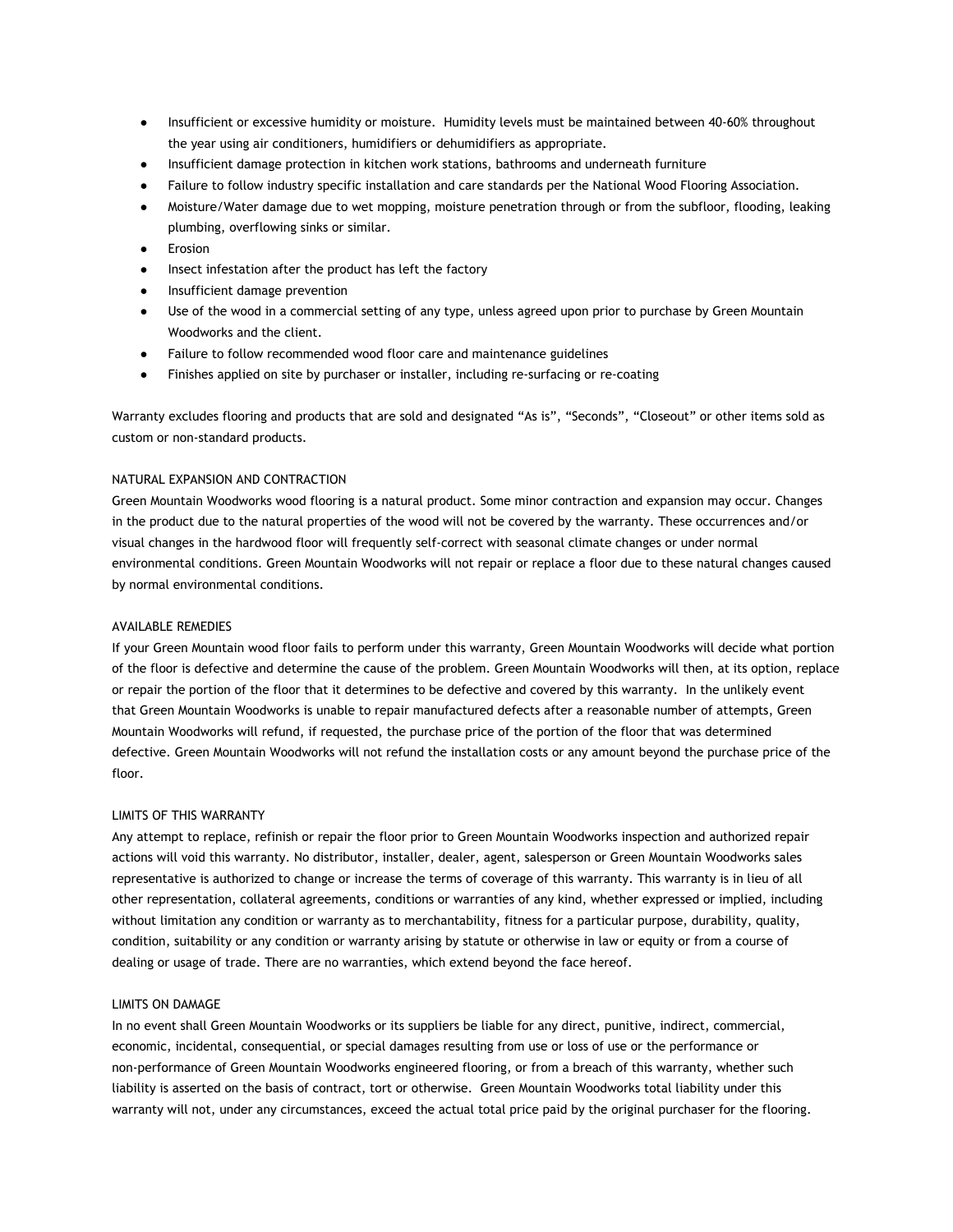- Insufficient or excessive humidity or moisture. Humidity levels must be maintained between 40-60% throughout the year using air conditioners, humidifiers or dehumidifiers as appropriate.
- Insufficient damage protection in kitchen work stations, bathrooms and underneath furniture
- Failure to follow industry specific installation and care standards per the National Wood Flooring Association.
- Moisture/Water damage due to wet mopping, moisture penetration through or from the subfloor, flooding, leaking plumbing, overflowing sinks or similar.
- Erosion
- Insect infestation after the product has left the factory
- Insufficient damage prevention
- Use of the wood in a commercial setting of any type, unless agreed upon prior to purchase by Green Mountain Woodworks and the client.
- Failure to follow recommended wood floor care and maintenance guidelines
- Finishes applied on site by purchaser or installer, including re-surfacing or re-coating

Warranty excludes flooring and products that are sold and designated "As is", "Seconds", "Closeout" or other items sold as custom or non-standard products.

## NATURAL EXPANSION AND CONTRACTION

Green Mountain Woodworks wood flooring is a natural product. Some minor contraction and expansion may occur. Changes in the product due to the natural properties of the wood will not be covered by the warranty. These occurrences and/or visual changes in the hardwood floor will frequently self-correct with seasonal climate changes or under normal environmental conditions. Green Mountain Woodworks will not repair or replace a floor due to these natural changes caused by normal environmental conditions.

## AVAILABLE REMEDIES

If your Green Mountain wood floor fails to perform under this warranty, Green Mountain Woodworks will decide what portion of the floor is defective and determine the cause of the problem. Green Mountain Woodworks will then, at its option, replace or repair the portion of the floor that it determines to be defective and covered by this warranty. In the unlikely event that Green Mountain Woodworks is unable to repair manufactured defects after a reasonable number of attempts, Green Mountain Woodworks will refund, if requested, the purchase price of the portion of the floor that was determined defective. Green Mountain Woodworks will not refund the installation costs or any amount beyond the purchase price of the floor.

## LIMITS OF THIS WARRANTY

Any attempt to replace, refinish or repair the floor prior to Green Mountain Woodworks inspection and authorized repair actions will void this warranty. No distributor, installer, dealer, agent, salesperson or Green Mountain Woodworks sales representative is authorized to change or increase the terms of coverage of this warranty. This warranty is in lieu of all other representation, collateral agreements, conditions or warranties of any kind, whether expressed or implied, including without limitation any condition or warranty as to merchantability, fitness for a particular purpose, durability, quality, condition, suitability or any condition or warranty arising by statute or otherwise in law or equity or from a course of dealing or usage of trade. There are no warranties, which extend beyond the face hereof.

## LIMITS ON DAMAGE

In no event shall Green Mountain Woodworks or its suppliers be liable for any direct, punitive, indirect, commercial, economic, incidental, consequential, or special damages resulting from use or loss of use or the performance or non-performance of Green Mountain Woodworks engineered flooring, or from a breach of this warranty, whether such liability is asserted on the basis of contract, tort or otherwise. Green Mountain Woodworks total liability under this warranty will not, under any circumstances, exceed the actual total price paid by the original purchaser for the flooring.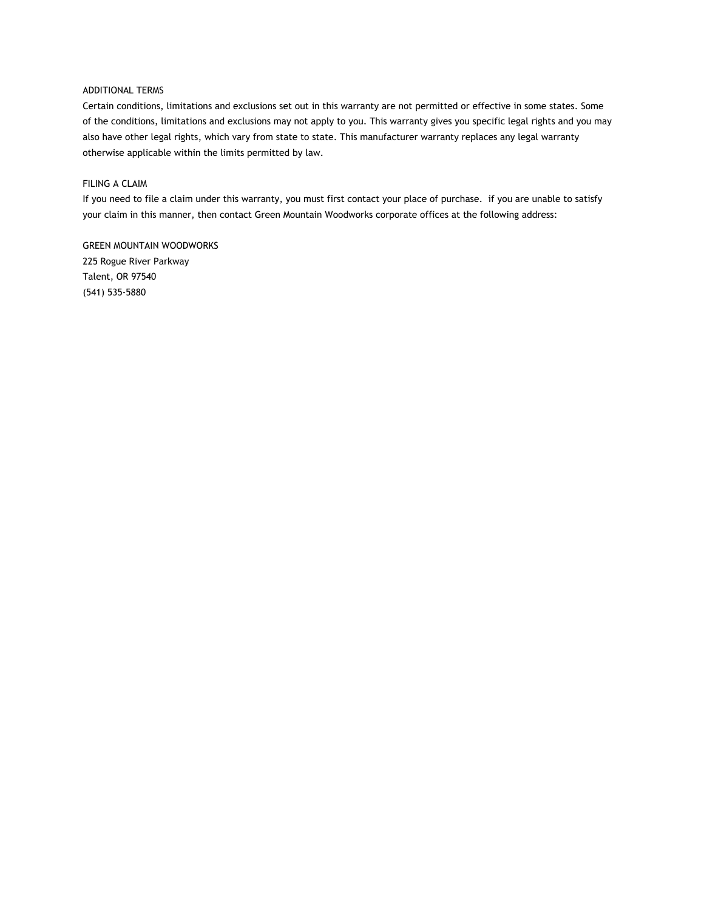## ADDITIONAL TERMS

Certain conditions, limitations and exclusions set out in this warranty are not permitted or effective in some states. Some of the conditions, limitations and exclusions may not apply to you. This warranty gives you specific legal rights and you may also have other legal rights, which vary from state to state. This manufacturer warranty replaces any legal warranty otherwise applicable within the limits permitted by law.

## FILING A CLAIM

If you need to file a claim under this warranty, you must first contact your place of purchase.  if you are unable to satisfy your claim in this manner, then contact Green Mountain Woodworks corporate offices at the following address:

GREEN MOUNTAIN WOODWORKS  
225 Rogue River Parkway  
Talent, OR 97540  
(541) 535-5880